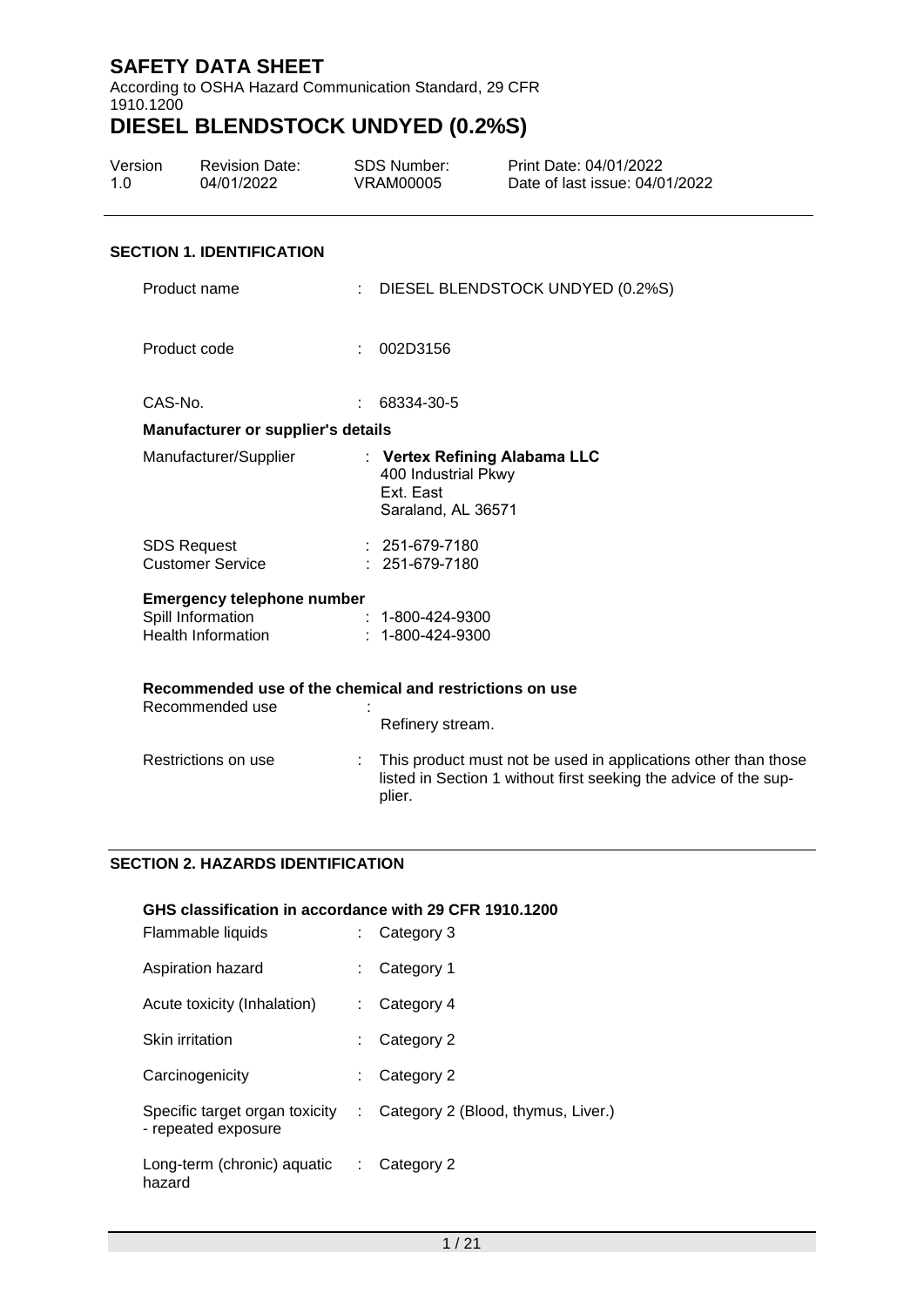# SAFETY DATA SHEET

According to OSHA Hazard Communication Standard, 29 CFR 1910.1200

# DIESEL BLENDSTOCK UNDYED (0.2%S)

| Version | Revision Date: | SDS Number: | Print Date: 04/01/2022 |
| --- | --- | --- | --- |
| 1.0 | 04/01/2022 | VRAM00005 | Date of last issue: 04/01/2022 |

## SECTION 1. IDENTIFICATION

Product name : DIESEL BLENDSTOCK UNDYED (0.2%S)

Product code : 002D3156

CAS-No. : 68334-30-5

### Manufacturer or supplier's details

Manufacturer/Supplier : **Vertex Refining Alabama LLC**
400 Industrial Pkwy
Ext. East
Saraland, AL 36571

SDS Request : 251-679-7180
Customer Service : 251-679-7180

### Emergency telephone number

Spill Information : 1-800-424-9300
Health Information : 1-800-424-9300

### Recommended use of the chemical and restrictions on use

Recommended use : Refinery stream.

Restrictions on use : This product must not be used in applications other than those listed in Section 1 without first seeking the advice of the supplier.

## SECTION 2. HAZARDS IDENTIFICATION

### GHS classification in accordance with 29 CFR 1910.1200

Flammable liquids : Category 3

Aspiration hazard : Category 1

Acute toxicity (Inhalation) : Category 4

Skin irritation : Category 2

Carcinogenicity : Category 2

Specific target organ toxicity - repeated exposure : Category 2 (Blood, thymus, Liver.)

Long-term (chronic) aquatic hazard : Category 2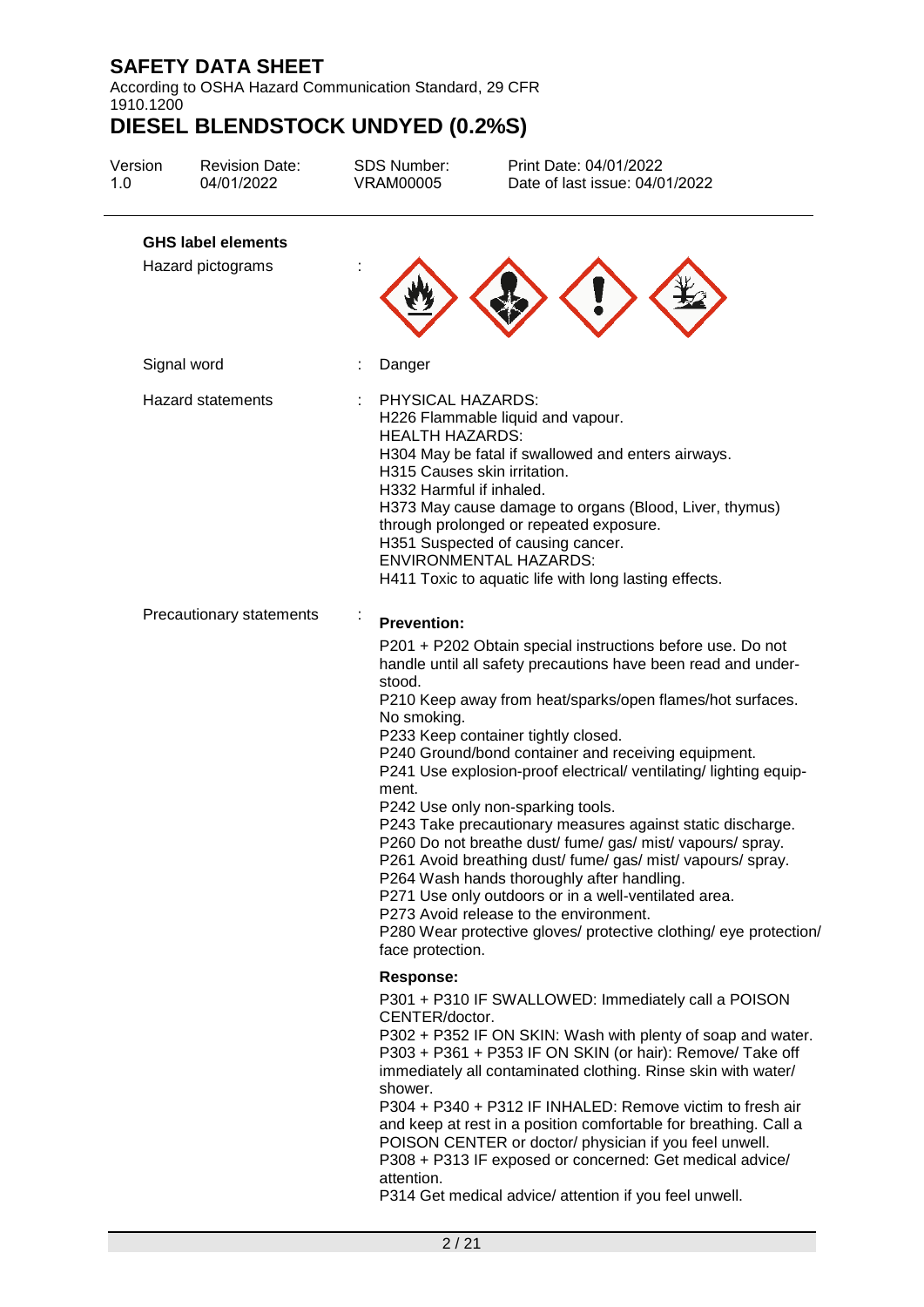### GHS label elements

Hazard pictograms :

Signal word : Danger

Hazard statements : PHYSICAL HAZARDS:
H226 Flammable liquid and vapour.
HEALTH HAZARDS:
H304 May be fatal if swallowed and enters airways.
H315 Causes skin irritation.
H332 Harmful if inhaled.
H373 May cause damage to organs (Blood, Liver, thymus) through prolonged or repeated exposure.
H351 Suspected of causing cancer.
ENVIRONMENTAL HAZARDS:
H411 Toxic to aquatic life with long lasting effects.

Precautionary statements :

**Prevention:**

P201 + P202 Obtain special instructions before use. Do not handle until all safety precautions have been read and understood.
P210 Keep away from heat/sparks/open flames/hot surfaces. No smoking.
P233 Keep container tightly closed.
P240 Ground/bond container and receiving equipment.
P241 Use explosion-proof electrical/ ventilating/ lighting equipment.
P242 Use only non-sparking tools.
P243 Take precautionary measures against static discharge.
P260 Do not breathe dust/ fume/ gas/ mist/ vapours/ spray.
P261 Avoid breathing dust/ fume/ gas/ mist/ vapours/ spray.
P264 Wash hands thoroughly after handling.
P271 Use only outdoors or in a well-ventilated area.
P273 Avoid release to the environment.
P280 Wear protective gloves/ protective clothing/ eye protection/ face protection.

**Response:**

P301 + P310 IF SWALLOWED: Immediately call a POISON CENTER/doctor.
P302 + P352 IF ON SKIN: Wash with plenty of soap and water.
P303 + P361 + P353 IF ON SKIN (or hair): Remove/ Take off immediately all contaminated clothing. Rinse skin with water/ shower.
P304 + P340 + P312 IF INHALED: Remove victim to fresh air and keep at rest in a position comfortable for breathing. Call a POISON CENTER or doctor/ physician if you feel unwell.
P308 + P313 IF exposed or concerned: Get medical advice/ attention.
P314 Get medical advice/ attention if you feel unwell.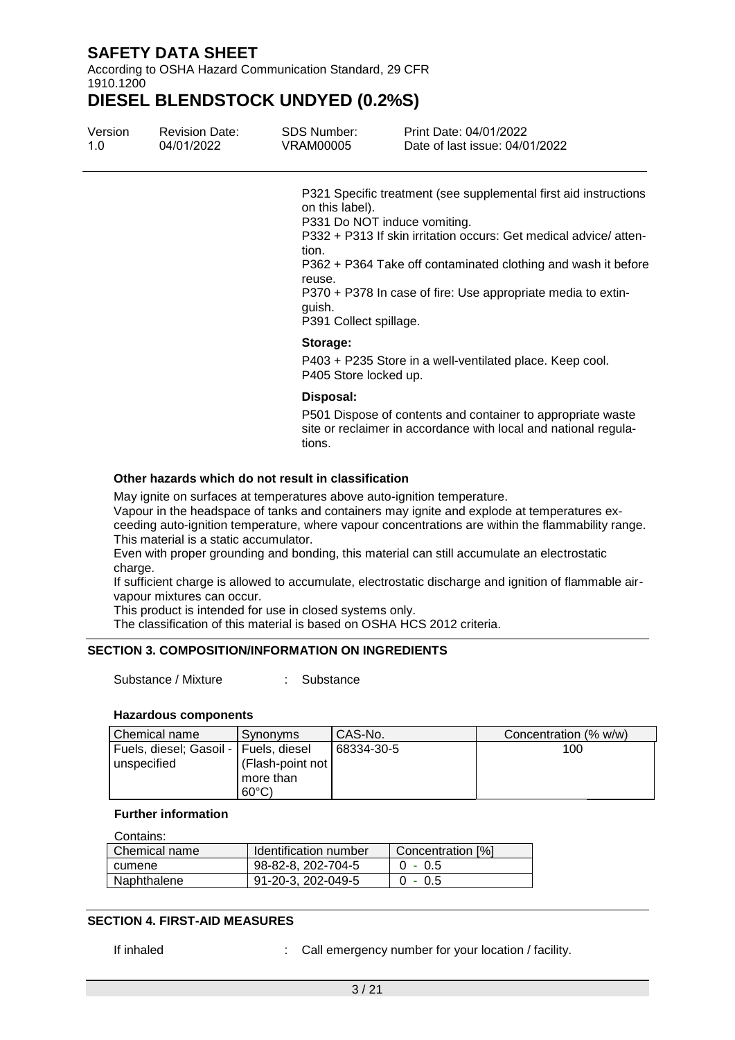P321 Specific treatment (see supplemental first aid instructions on this label).
P331 Do NOT induce vomiting.
P332 + P313 If skin irritation occurs: Get medical advice/ attention.
P362 + P364 Take off contaminated clothing and wash it before reuse.
P370 + P378 In case of fire: Use appropriate media to extinguish.
P391 Collect spillage.

**Storage:**

P403 + P235 Store in a well-ventilated place. Keep cool.
P405 Store locked up.

**Disposal:**

P501 Dispose of contents and container to appropriate waste site or reclaimer in accordance with local and national regulations.

**Other hazards which do not result in classification**

May ignite on surfaces at temperatures above auto-ignition temperature.
Vapour in the headspace of tanks and containers may ignite and explode at temperatures exceeding auto-ignition temperature, where vapour concentrations are within the flammability range.
This material is a static accumulator.
Even with proper grounding and bonding, this material can still accumulate an electrostatic charge.
If sufficient charge is allowed to accumulate, electrostatic discharge and ignition of flammable air-vapour mixtures can occur.
This product is intended for use in closed systems only.
The classification of this material is based on OSHA HCS 2012 criteria.

## SECTION 3. COMPOSITION/INFORMATION ON INGREDIENTS

Substance / Mixture : Substance

**Hazardous components**

| Chemical name | Synonyms | CAS-No. | Concentration (% w/w) |
|---|---|---|---|
| Fuels, diesel; Gasoil - unspecified | Fuels, diesel (Flash-point not more than 60°C) | 68334-30-5 | 100 |

**Further information**

Contains:

| Chemical name | Identification number | Concentration [%] |
|---|---|---|
| cumene | 98-82-8, 202-704-5 | 0 - 0.5 |
| Naphthalene | 91-20-3, 202-049-5 | 0 - 0.5 |

## SECTION 4. FIRST-AID MEASURES

If inhaled : Call emergency number for your location / facility.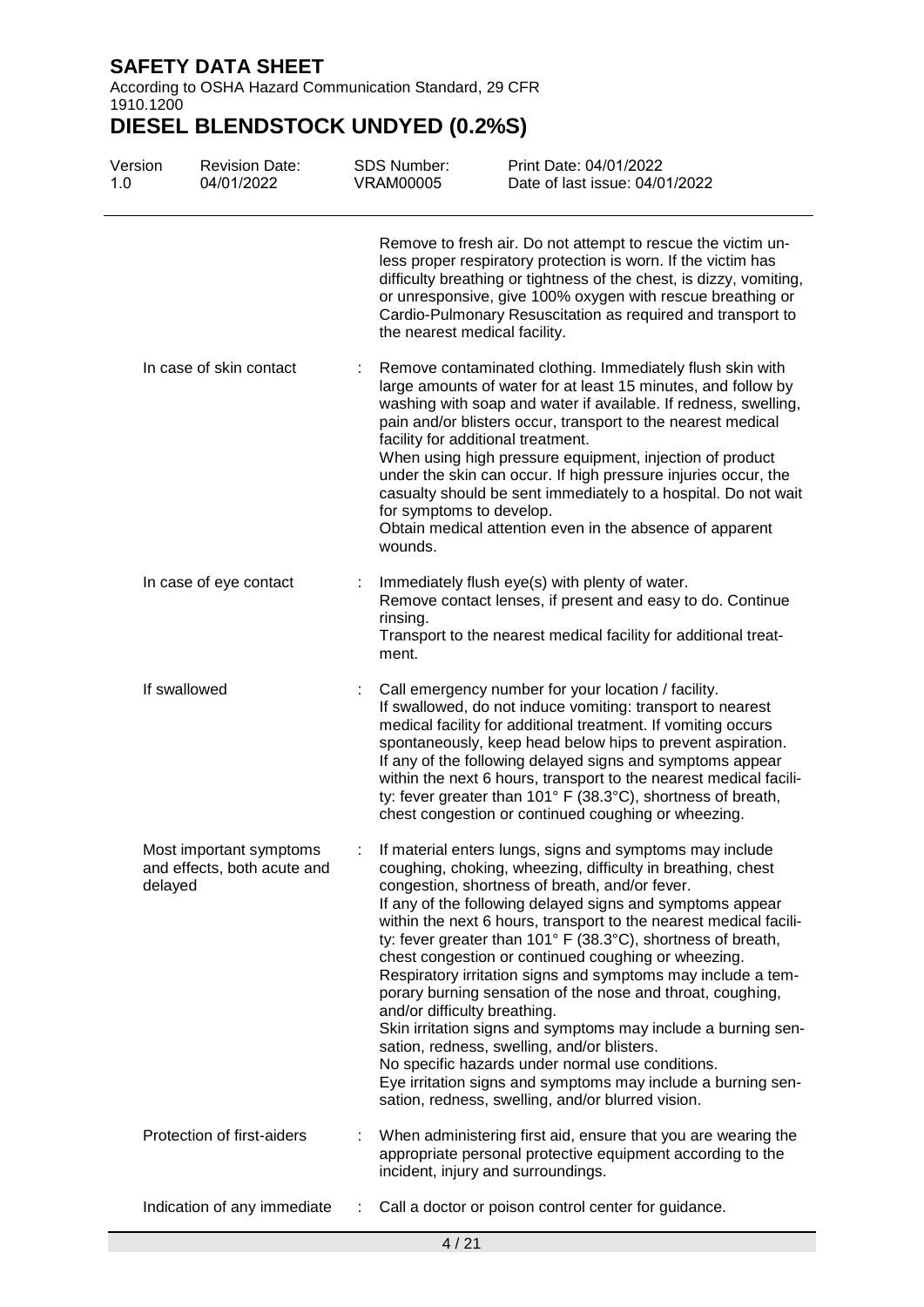Remove to fresh air. Do not attempt to rescue the victim unless proper respiratory protection is worn. If the victim has difficulty breathing or tightness of the chest, is dizzy, vomiting, or unresponsive, give 100% oxygen with rescue breathing or Cardio-Pulmonary Resuscitation as required and transport to the nearest medical facility.

| | | |
|---|---|---|
| In case of skin contact | : | Remove contaminated clothing. Immediately flush skin with large amounts of water for at least 15 minutes, and follow by washing with soap and water if available. If redness, swelling, pain and/or blisters occur, transport to the nearest medical facility for additional treatment.<br>When using high pressure equipment, injection of product under the skin can occur. If high pressure injuries occur, the casualty should be sent immediately to a hospital. Do not wait for symptoms to develop.<br>Obtain medical attention even in the absence of apparent wounds. |
| In case of eye contact | : | Immediately flush eye(s) with plenty of water.<br>Remove contact lenses, if present and easy to do. Continue rinsing.<br>Transport to the nearest medical facility for additional treatment. |
| If swallowed | : | Call emergency number for your location / facility.<br>If swallowed, do not induce vomiting: transport to nearest medical facility for additional treatment. If vomiting occurs spontaneously, keep head below hips to prevent aspiration.<br>If any of the following delayed signs and symptoms appear within the next 6 hours, transport to the nearest medical facility: fever greater than 101° F (38.3°C), shortness of breath, chest congestion or continued coughing or wheezing. |
| Most important symptoms and effects, both acute and delayed | : | If material enters lungs, signs and symptoms may include coughing, choking, wheezing, difficulty in breathing, chest congestion, shortness of breath, and/or fever.<br>If any of the following delayed signs and symptoms appear within the next 6 hours, transport to the nearest medical facility: fever greater than 101° F (38.3°C), shortness of breath, chest congestion or continued coughing or wheezing.<br>Respiratory irritation signs and symptoms may include a temporary burning sensation of the nose and throat, coughing, and/or difficulty breathing.<br>Skin irritation signs and symptoms may include a burning sensation, redness, swelling, and/or blisters.<br>No specific hazards under normal use conditions.<br>Eye irritation signs and symptoms may include a burning sensation, redness, swelling, and/or blurred vision. |
| Protection of first-aiders | : | When administering first aid, ensure that you are wearing the appropriate personal protective equipment according to the incident, injury and surroundings. |
| Indication of any immediate | : | Call a doctor or poison control center for guidance. |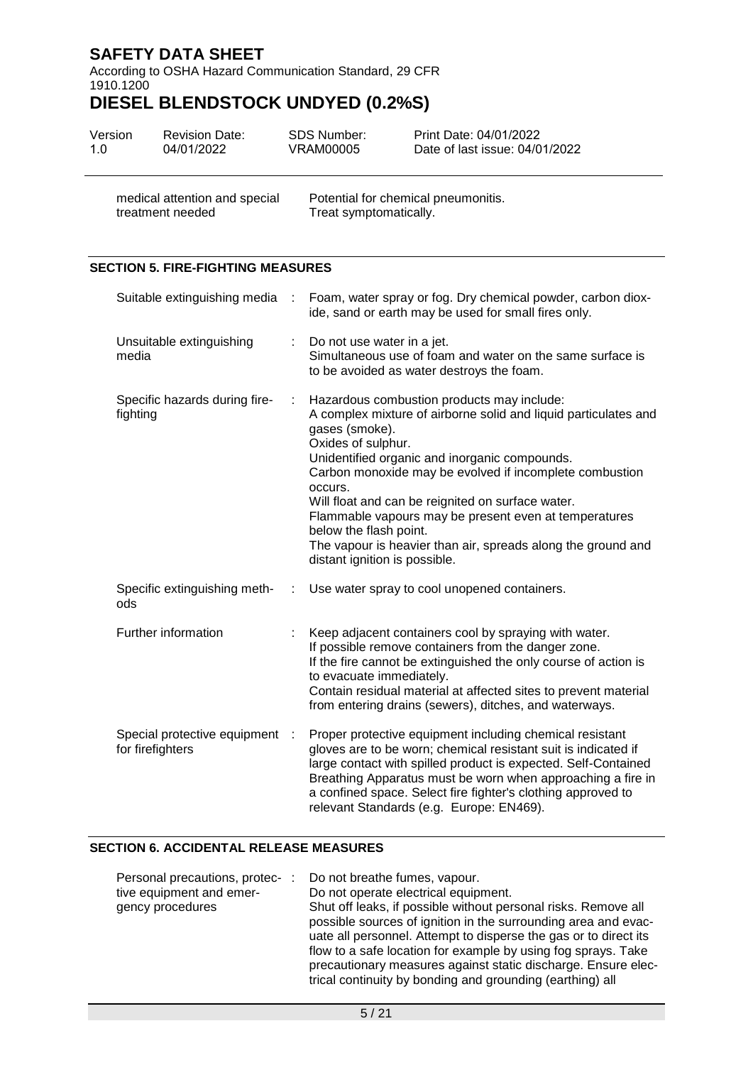| | |
|---|---|
| medical attention and special treatment needed | Potential for chemical pneumonitis.<br>Treat symptomatically. |

## SECTION 5. FIRE-FIGHTING MEASURES

| | |
|---|---|
| Suitable extinguishing media | : Foam, water spray or fog. Dry chemical powder, carbon dioxide, sand or earth may be used for small fires only. |
| Unsuitable extinguishing media | : Do not use water in a jet.<br>Simultaneous use of foam and water on the same surface is to be avoided as water destroys the foam. |
| Specific hazards during firefighting | : Hazardous combustion products may include:<br>A complex mixture of airborne solid and liquid particulates and gases (smoke).<br>Oxides of sulphur.<br>Unidentified organic and inorganic compounds.<br>Carbon monoxide may be evolved if incomplete combustion occurs.<br>Will float and can be reignited on surface water.<br>Flammable vapours may be present even at temperatures below the flash point.<br>The vapour is heavier than air, spreads along the ground and distant ignition is possible. |
| Specific extinguishing methods | : Use water spray to cool unopened containers. |
| Further information | : Keep adjacent containers cool by spraying with water.<br>If possible remove containers from the danger zone.<br>If the fire cannot be extinguished the only course of action is to evacuate immediately.<br>Contain residual material at affected sites to prevent material from entering drains (sewers), ditches, and waterways. |
| Special protective equipment for firefighters | : Proper protective equipment including chemical resistant gloves are to be worn; chemical resistant suit is indicated if large contact with spilled product is expected. Self-Contained Breathing Apparatus must be worn when approaching a fire in a confined space. Select fire fighter's clothing approved to relevant Standards (e.g. Europe: EN469). |

## SECTION 6. ACCIDENTAL RELEASE MEASURES

| | |
|---|---|
| Personal precautions, protective equipment and emergency procedures | : Do not breathe fumes, vapour.<br>Do not operate electrical equipment.<br>Shut off leaks, if possible without personal risks. Remove all possible sources of ignition in the surrounding area and evacuate all personnel. Attempt to disperse the gas or to direct its flow to a safe location for example by using fog sprays. Take precautionary measures against static discharge. Ensure electrical continuity by bonding and grounding (earthing) all |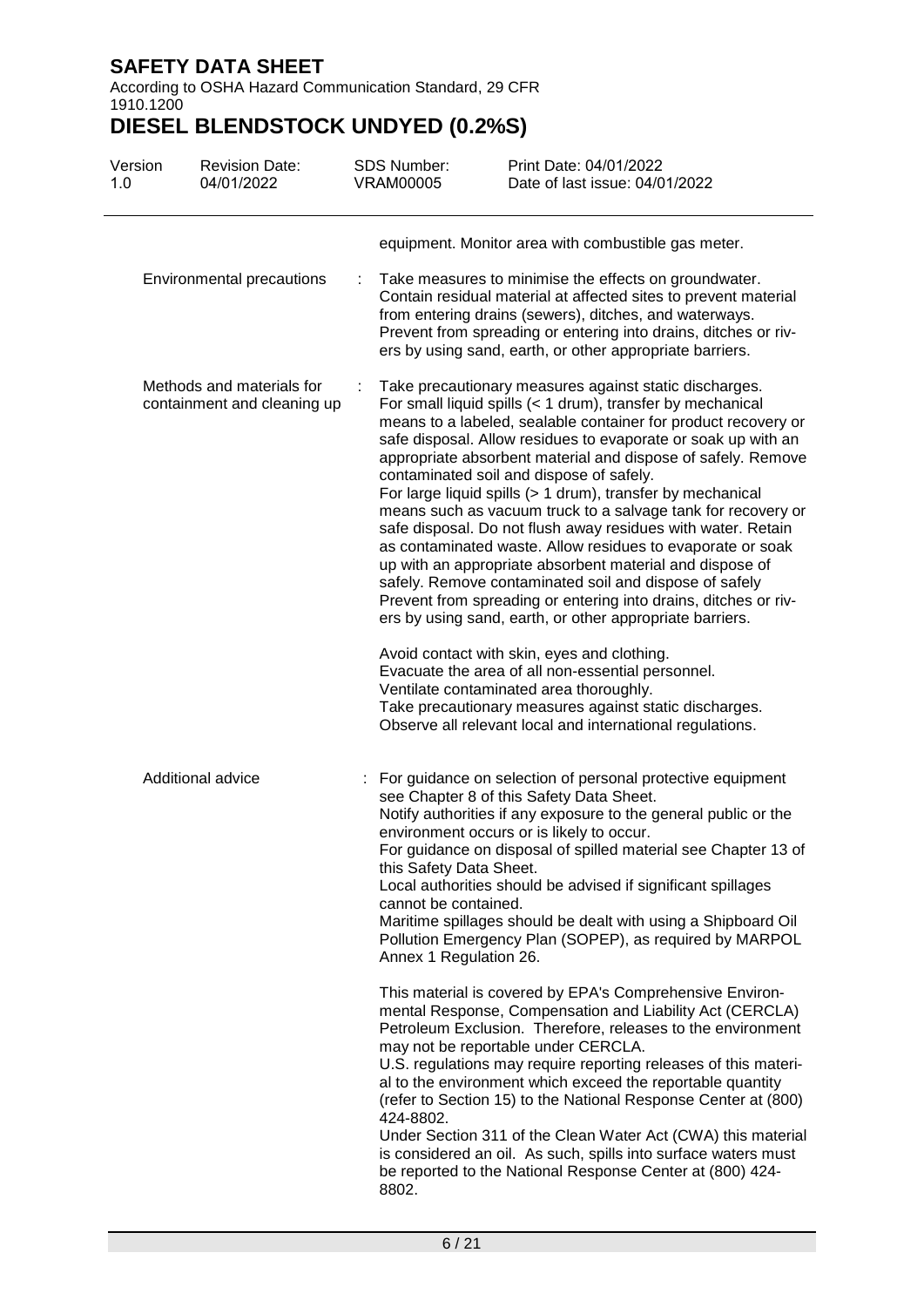equipment. Monitor area with combustible gas meter.

| | |
|---|---|
| Environmental precautions | : Take measures to minimise the effects on groundwater. Contain residual material at affected sites to prevent material from entering drains (sewers), ditches, and waterways. Prevent from spreading or entering into drains, ditches or rivers by using sand, earth, or other appropriate barriers. |
| Methods and materials for containment and cleaning up | : Take precautionary measures against static discharges. For small liquid spills (< 1 drum), transfer by mechanical means to a labeled, sealable container for product recovery or safe disposal. Allow residues to evaporate or soak up with an appropriate absorbent material and dispose of safely. Remove contaminated soil and dispose of safely. For large liquid spills (> 1 drum), transfer by mechanical means such as vacuum truck to a salvage tank for recovery or safe disposal. Do not flush away residues with water. Retain as contaminated waste. Allow residues to evaporate or soak up with an appropriate absorbent material and dispose of safely. Remove contaminated soil and dispose of safely Prevent from spreading or entering into drains, ditches or rivers by using sand, earth, or other appropriate barriers.<br><br>Avoid contact with skin, eyes and clothing.<br>Evacuate the area of all non-essential personnel.<br>Ventilate contaminated area thoroughly.<br>Take precautionary measures against static discharges.<br>Observe all relevant local and international regulations. |
| Additional advice | : For guidance on selection of personal protective equipment see Chapter 8 of this Safety Data Sheet. Notify authorities if any exposure to the general public or the environment occurs or is likely to occur. For guidance on disposal of spilled material see Chapter 13 of this Safety Data Sheet. Local authorities should be advised if significant spillages cannot be contained. Maritime spillages should be dealt with using a Shipboard Oil Pollution Emergency Plan (SOPEP), as required by MARPOL Annex 1 Regulation 26.<br><br>This material is covered by EPA's Comprehensive Environmental Response, Compensation and Liability Act (CERCLA) Petroleum Exclusion. Therefore, releases to the environment may not be reportable under CERCLA. U.S. regulations may require reporting releases of this material to the environment which exceed the reportable quantity (refer to Section 15) to the National Response Center at (800) 424-8802. Under Section 311 of the Clean Water Act (CWA) this material is considered an oil. As such, spills into surface waters must be reported to the National Response Center at (800) 424-8802. |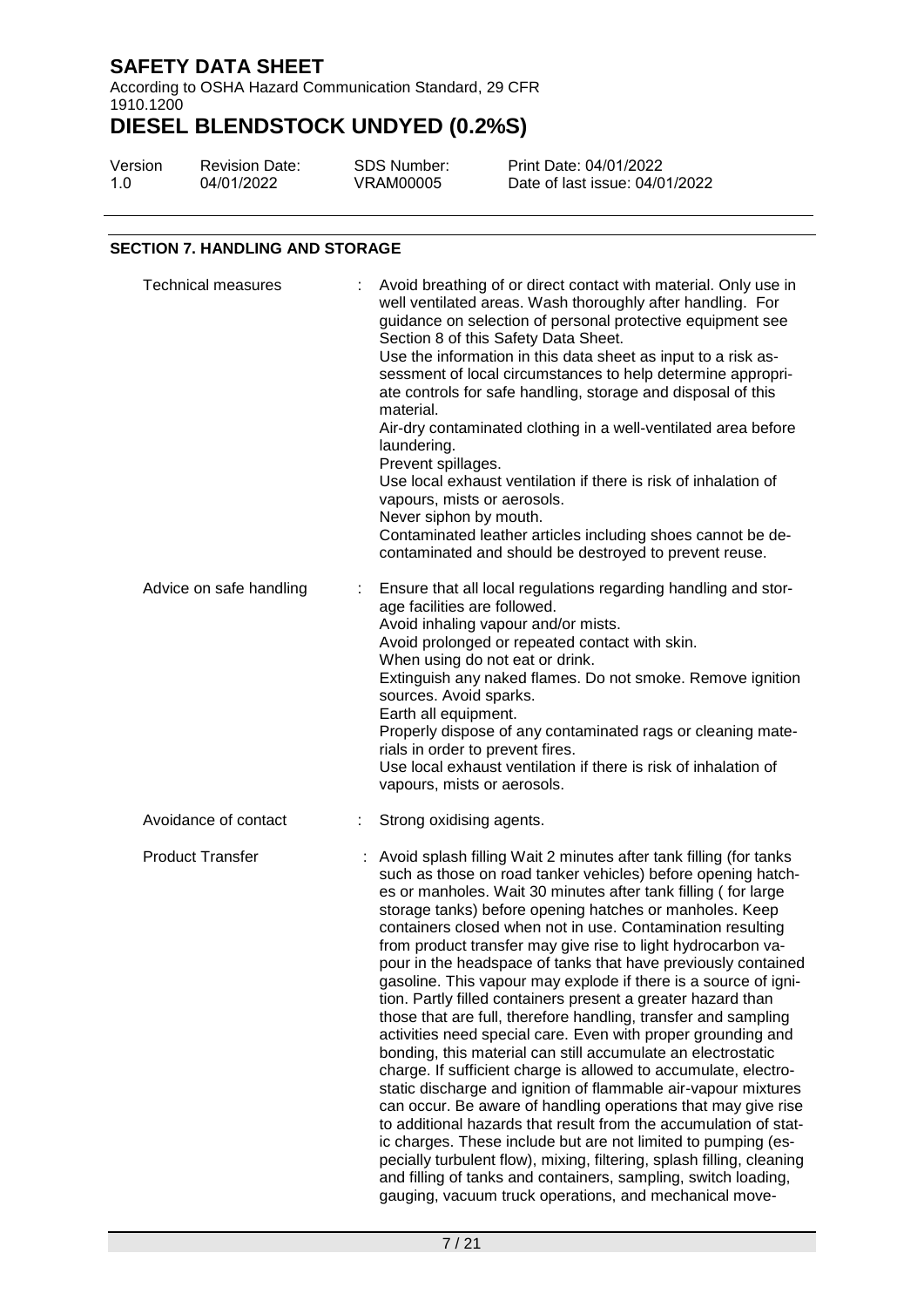## SECTION 7. HANDLING AND STORAGE

| | |
|---|---|
| Technical measures | Avoid breathing of or direct contact with material. Only use in well ventilated areas. Wash thoroughly after handling. For guidance on selection of personal protective equipment see Section 8 of this Safety Data Sheet.<br>Use the information in this data sheet as input to a risk assessment of local circumstances to help determine appropriate controls for safe handling, storage and disposal of this material.<br>Air-dry contaminated clothing in a well-ventilated area before laundering.<br>Prevent spillages.<br>Use local exhaust ventilation if there is risk of inhalation of vapours, mists or aerosols.<br>Never siphon by mouth.<br>Contaminated leather articles including shoes cannot be decontaminated and should be destroyed to prevent reuse. |
| Advice on safe handling | Ensure that all local regulations regarding handling and storage facilities are followed.<br>Avoid inhaling vapour and/or mists.<br>Avoid prolonged or repeated contact with skin.<br>When using do not eat or drink.<br>Extinguish any naked flames. Do not smoke. Remove ignition sources. Avoid sparks.<br>Earth all equipment.<br>Properly dispose of any contaminated rags or cleaning materials in order to prevent fires.<br>Use local exhaust ventilation if there is risk of inhalation of vapours, mists or aerosols. |
| Avoidance of contact | Strong oxidising agents. |
| Product Transfer | Avoid splash filling Wait 2 minutes after tank filling (for tanks such as those on road tanker vehicles) before opening hatches or manholes. Wait 30 minutes after tank filling ( for large storage tanks) before opening hatches or manholes. Keep containers closed when not in use. Contamination resulting from product transfer may give rise to light hydrocarbon vapour in the headspace of tanks that have previously contained gasoline. This vapour may explode if there is a source of ignition. Partly filled containers present a greater hazard than those that are full, therefore handling, transfer and sampling activities need special care. Even with proper grounding and bonding, this material can still accumulate an electrostatic charge. If sufficient charge is allowed to accumulate, electrostatic discharge and ignition of flammable air-vapour mixtures can occur. Be aware of handling operations that may give rise to additional hazards that result from the accumulation of static charges. These include but are not limited to pumping (especially turbulent flow), mixing, filtering, splash filling, cleaning and filling of tanks and containers, sampling, switch loading, gauging, vacuum truck operations, and mechanical move- |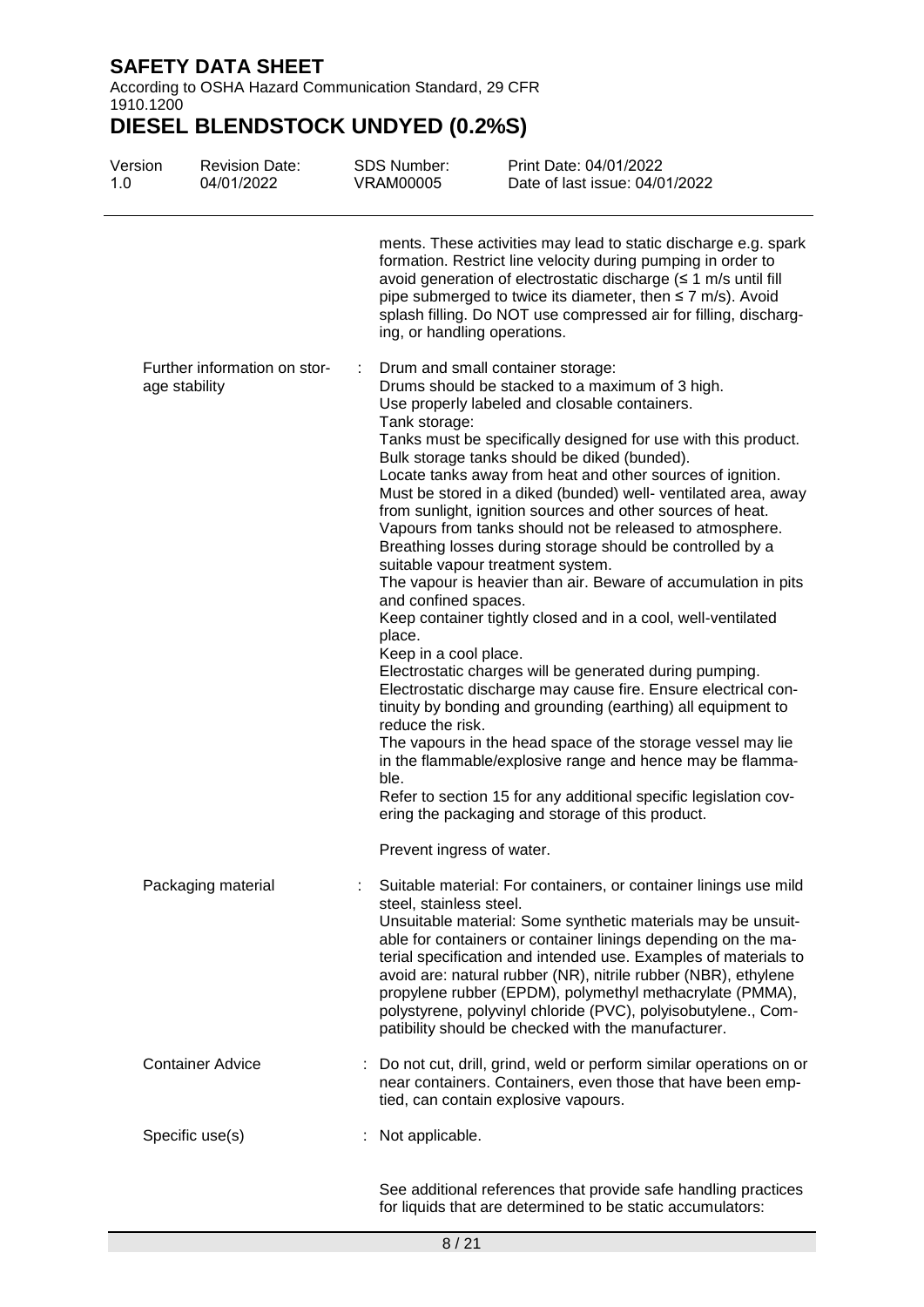ments. These activities may lead to static discharge e.g. spark formation. Restrict line velocity during pumping in order to avoid generation of electrostatic discharge (≤ 1 m/s until fill pipe submerged to twice its diameter, then ≤ 7 m/s). Avoid splash filling. Do NOT use compressed air for filling, discharging, or handling operations.

Further information on storage stability : Drum and small container storage:
Drums should be stacked to a maximum of 3 high.
Use properly labeled and closable containers.
Tank storage:
Tanks must be specifically designed for use with this product.
Bulk storage tanks should be diked (bunded).
Locate tanks away from heat and other sources of ignition.
Must be stored in a diked (bunded) well- ventilated area, away from sunlight, ignition sources and other sources of heat.
Vapours from tanks should not be released to atmosphere.
Breathing losses during storage should be controlled by a suitable vapour treatment system.
The vapour is heavier than air. Beware of accumulation in pits and confined spaces.
Keep container tightly closed and in a cool, well-ventilated place.
Keep in a cool place.
Electrostatic charges will be generated during pumping.
Electrostatic discharge may cause fire. Ensure electrical continuity by bonding and grounding (earthing) all equipment to reduce the risk.
The vapours in the head space of the storage vessel may lie in the flammable/explosive range and hence may be flammable.
Refer to section 15 for any additional specific legislation covering the packaging and storage of this product.

Prevent ingress of water.

Packaging material : Suitable material: For containers, or container linings use mild steel, stainless steel.
Unsuitable material: Some synthetic materials may be unsuitable for containers or container linings depending on the material specification and intended use. Examples of materials to avoid are: natural rubber (NR), nitrile rubber (NBR), ethylene propylene rubber (EPDM), polymethyl methacrylate (PMMA), polystyrene, polyvinyl chloride (PVC), polyisobutylene., Compatibility should be checked with the manufacturer.

Container Advice : Do not cut, drill, grind, weld or perform similar operations on or near containers. Containers, even those that have been emptied, can contain explosive vapours.

Specific use(s) : Not applicable.

See additional references that provide safe handling practices for liquids that are determined to be static accumulators: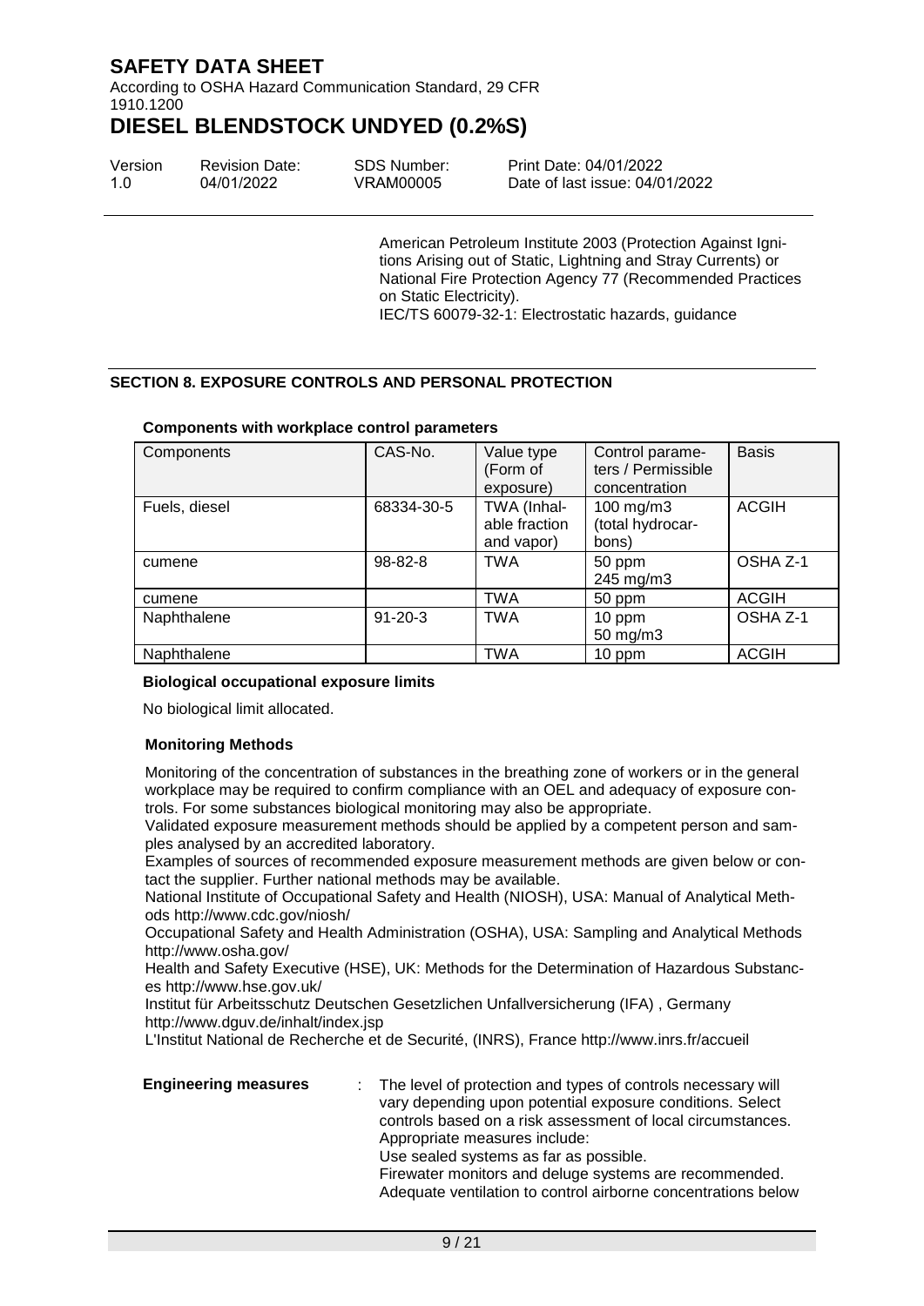American Petroleum Institute 2003 (Protection Against Ignitions Arising out of Static, Lightning and Stray Currents) or National Fire Protection Agency 77 (Recommended Practices on Static Electricity).
IEC/TS 60079-32-1: Electrostatic hazards, guidance

## SECTION 8. EXPOSURE CONTROLS AND PERSONAL PROTECTION

**Components with workplace control parameters**

| Components | CAS-No. | Value type (Form of exposure) | Control parameters / Permissible concentration | Basis |
| --- | --- | --- | --- | --- |
| Fuels, diesel | 68334-30-5 | TWA (Inhalable fraction and vapor) | 100 mg/m3 (total hydrocarbons) | ACGIH |
| cumene | 98-82-8 | TWA | 50 ppm 245 mg/m3 | OSHA Z-1 |
| cumene | | TWA | 50 ppm | ACGIH |
| Naphthalene | 91-20-3 | TWA | 10 ppm 50 mg/m3 | OSHA Z-1 |
| Naphthalene | | TWA | 10 ppm | ACGIH |

**Biological occupational exposure limits**

No biological limit allocated.

**Monitoring Methods**

Monitoring of the concentration of substances in the breathing zone of workers or in the general workplace may be required to confirm compliance with an OEL and adequacy of exposure controls. For some substances biological monitoring may also be appropriate.
Validated exposure measurement methods should be applied by a competent person and samples analysed by an accredited laboratory.
Examples of sources of recommended exposure measurement methods are given below or contact the supplier. Further national methods may be available.
National Institute of Occupational Safety and Health (NIOSH), USA: Manual of Analytical Methods http://www.cdc.gov/niosh/
Occupational Safety and Health Administration (OSHA), USA: Sampling and Analytical Methods http://www.osha.gov/
Health and Safety Executive (HSE), UK: Methods for the Determination of Hazardous Substances http://www.hse.gov.uk/
Institut für Arbeitsschutz Deutschen Gesetzlichen Unfallversicherung (IFA) , Germany http://www.dguv.de/inhalt/index.jsp
L'Institut National de Recherche et de Securité, (INRS), France http://www.inrs.fr/accueil

**Engineering measures** : The level of protection and types of controls necessary will vary depending upon potential exposure conditions. Select controls based on a risk assessment of local circumstances. Appropriate measures include:
Use sealed systems as far as possible.
Firewater monitors and deluge systems are recommended.
Adequate ventilation to control airborne concentrations below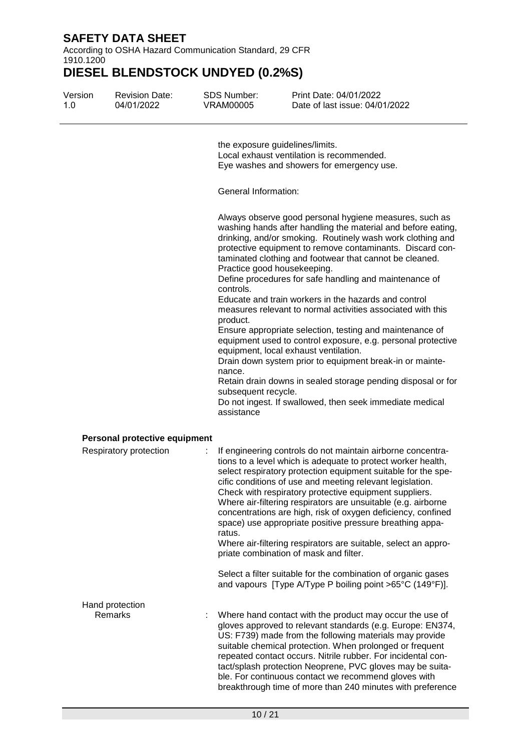the exposure guidelines/limits.
Local exhaust ventilation is recommended.
Eye washes and showers for emergency use.

General Information:

Always observe good personal hygiene measures, such as washing hands after handling the material and before eating, drinking, and/or smoking. Routinely wash work clothing and protective equipment to remove contaminants. Discard contaminated clothing and footwear that cannot be cleaned. Practice good housekeeping.
Define procedures for safe handling and maintenance of controls.
Educate and train workers in the hazards and control measures relevant to normal activities associated with this product.
Ensure appropriate selection, testing and maintenance of equipment used to control exposure, e.g. personal protective equipment, local exhaust ventilation.
Drain down system prior to equipment break-in or maintenance.
Retain drain downs in sealed storage pending disposal or for subsequent recycle.
Do not ingest. If swallowed, then seek immediate medical assistance

**Personal protective equipment**

Respiratory protection : If engineering controls do not maintain airborne concentrations to a level which is adequate to protect worker health, select respiratory protection equipment suitable for the specific conditions of use and meeting relevant legislation. Check with respiratory protective equipment suppliers. Where air-filtering respirators are unsuitable (e.g. airborne concentrations are high, risk of oxygen deficiency, confined space) use appropriate positive pressure breathing apparatus.
Where air-filtering respirators are suitable, select an appropriate combination of mask and filter.

Select a filter suitable for the combination of organic gases and vapours [Type A/Type P boiling point >65°C (149°F)].

Hand protection

Remarks : Where hand contact with the product may occur the use of gloves approved to relevant standards (e.g. Europe: EN374, US: F739) made from the following materials may provide suitable chemical protection. When prolonged or frequent repeated contact occurs. Nitrile rubber. For incidental contact/splash protection Neoprene, PVC gloves may be suitable. For continuous contact we recommend gloves with breakthrough time of more than 240 minutes with preference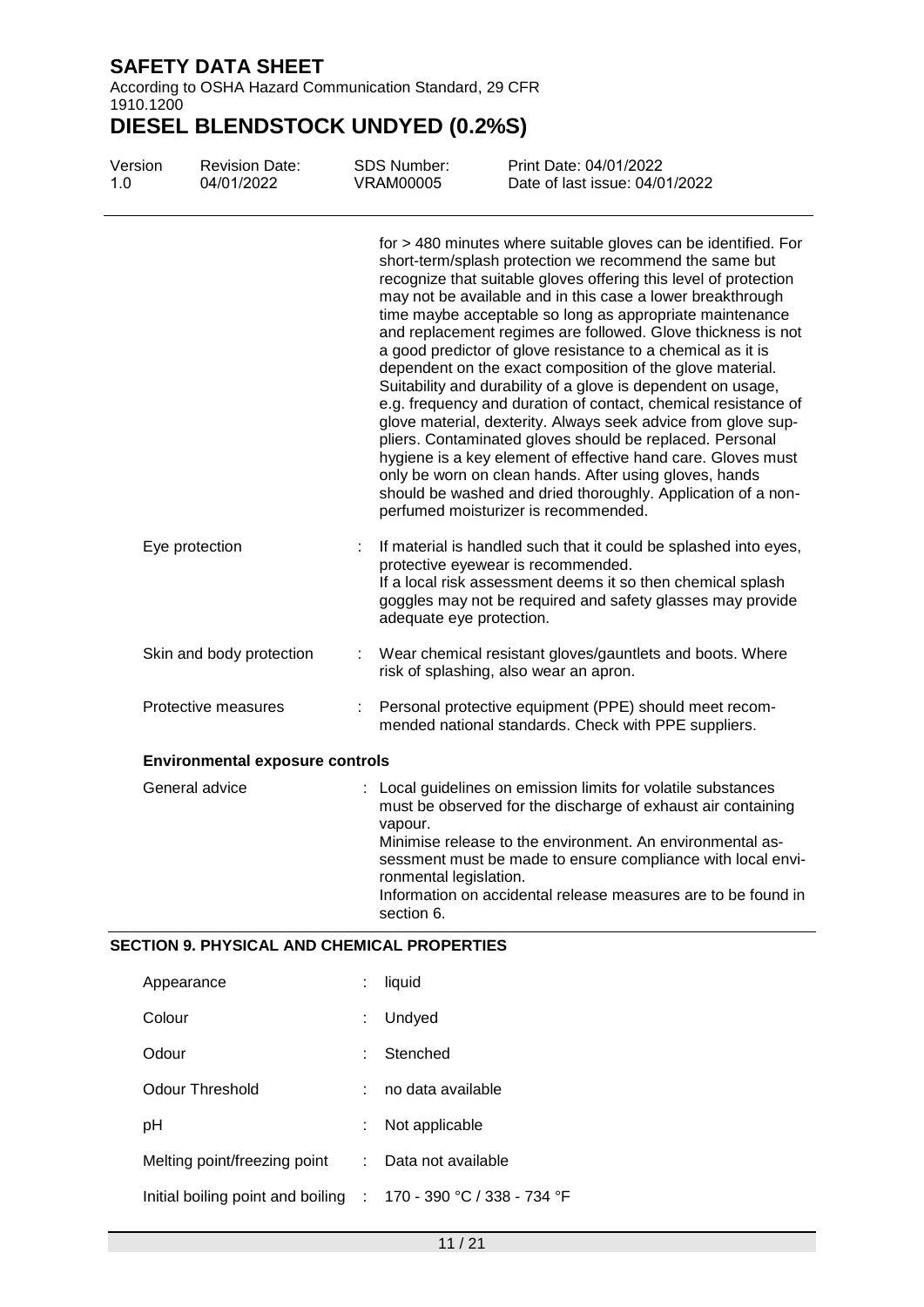for > 480 minutes where suitable gloves can be identified. For short-term/splash protection we recommend the same but recognize that suitable gloves offering this level of protection may not be available and in this case a lower breakthrough time maybe acceptable so long as appropriate maintenance and replacement regimes are followed. Glove thickness is not a good predictor of glove resistance to a chemical as it is dependent on the exact composition of the glove material. Suitability and durability of a glove is dependent on usage, e.g. frequency and duration of contact, chemical resistance of glove material, dexterity. Always seek advice from glove suppliers. Contaminated gloves should be replaced. Personal hygiene is a key element of effective hand care. Gloves must only be worn on clean hands. After using gloves, hands should be washed and dried thoroughly. Application of a non-perfumed moisturizer is recommended.

| | | |
|---|---|---|
| Eye protection | : | If material is handled such that it could be splashed into eyes, protective eyewear is recommended. If a local risk assessment deems it so then chemical splash goggles may not be required and safety glasses may provide adequate eye protection. |
| Skin and body protection | : | Wear chemical resistant gloves/gauntlets and boots. Where risk of splashing, also wear an apron. |
| Protective measures | : | Personal protective equipment (PPE) should meet recommended national standards. Check with PPE suppliers. |

**Environmental exposure controls**

| | | |
|---|---|---|
| General advice | : | Local guidelines on emission limits for volatile substances must be observed for the discharge of exhaust air containing vapour. Minimise release to the environment. An environmental assessment must be made to ensure compliance with local environmental legislation. Information on accidental release measures are to be found in section 6. |

## SECTION 9. PHYSICAL AND CHEMICAL PROPERTIES

| | | |
|---|---|---|
| Appearance | : | liquid |
| Colour | : | Undyed |
| Odour | : | Stenched |
| Odour Threshold | : | no data available |
| pH | : | Not applicable |
| Melting point/freezing point | : | Data not available |
| Initial boiling point and boiling | : | 170 - 390 °C / 338 - 734 °F |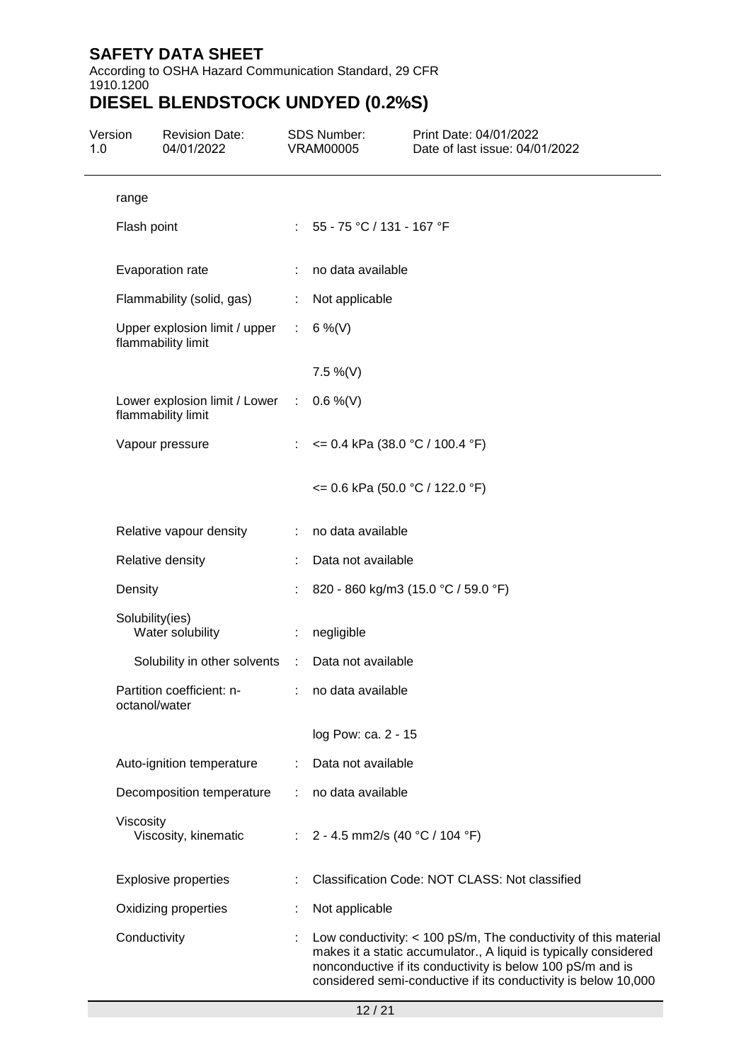| | | |
|---|---|---|
| range | | |
| Flash point | : | 55 - 75 °C / 131 - 167 °F |
| Evaporation rate | : | no data available |
| Flammability (solid, gas) | : | Not applicable |
| Upper explosion limit / upper flammability limit | : | 6 %(V) |
| | | 7.5 %(V) |
| Lower explosion limit / Lower flammability limit | : | 0.6 %(V) |
| Vapour pressure | : | <= 0.4 kPa (38.0 °C / 100.4 °F) |
| | | <= 0.6 kPa (50.0 °C / 122.0 °F) |
| Relative vapour density | : | no data available |
| Relative density | : | Data not available |
| Density | : | 820 - 860 kg/m3 (15.0 °C / 59.0 °F) |
| Solubility(ies) | | |
| Water solubility | : | negligible |
| Solubility in other solvents | : | Data not available |
| Partition coefficient: n-octanol/water | : | no data available |
| | | log Pow: ca. 2 - 15 |
| Auto-ignition temperature | : | Data not available |
| Decomposition temperature | : | no data available |
| Viscosity | | |
| Viscosity, kinematic | : | 2 - 4.5 mm2/s (40 °C / 104 °F) |
| Explosive properties | : | Classification Code: NOT CLASS: Not classified |
| Oxidizing properties | : | Not applicable |
| Conductivity | : | Low conductivity: < 100 pS/m, The conductivity of this material makes it a static accumulator., A liquid is typically considered nonconductive if its conductivity is below 100 pS/m and is considered semi-conductive if its conductivity is below 10,000 |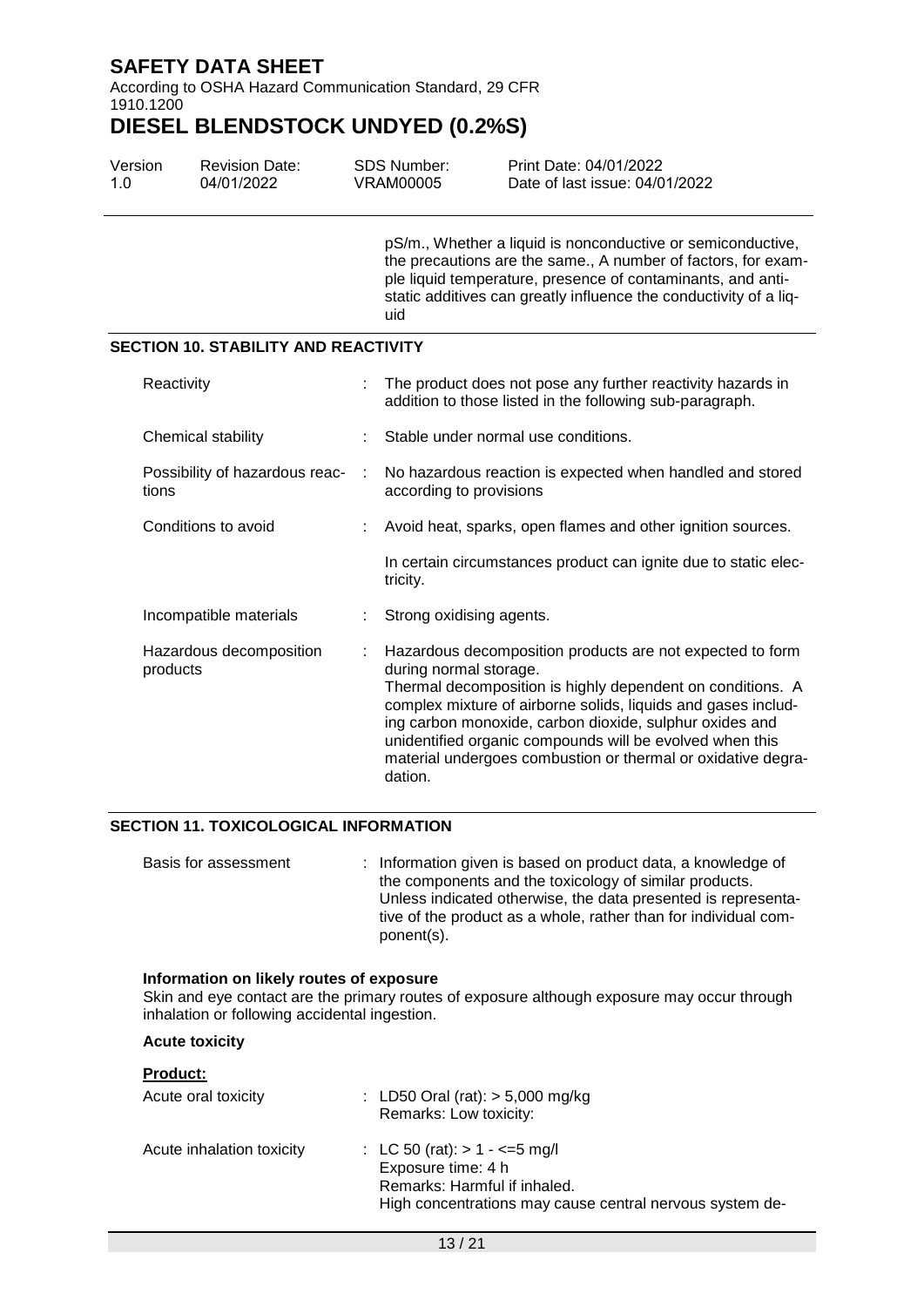pS/m., Whether a liquid is nonconductive or semiconductive, the precautions are the same., A number of factors, for example liquid temperature, presence of contaminants, and anti-static additives can greatly influence the conductivity of a liquid

## SECTION 10. STABILITY AND REACTIVITY

| | |
|---|---|
| Reactivity | : The product does not pose any further reactivity hazards in addition to those listed in the following sub-paragraph. |
| Chemical stability | : Stable under normal use conditions. |
| Possibility of hazardous reactions | : No hazardous reaction is expected when handled and stored according to provisions |
| Conditions to avoid | : Avoid heat, sparks, open flames and other ignition sources.<br><br>In certain circumstances product can ignite due to static electricity. |
| Incompatible materials | : Strong oxidising agents. |
| Hazardous decomposition products | : Hazardous decomposition products are not expected to form during normal storage.<br>Thermal decomposition is highly dependent on conditions. A complex mixture of airborne solids, liquids and gases including carbon monoxide, carbon dioxide, sulphur oxides and unidentified organic compounds will be evolved when this material undergoes combustion or thermal or oxidative degradation. |

## SECTION 11. TOXICOLOGICAL INFORMATION

| | |
|---|---|
| Basis for assessment | : Information given is based on product data, a knowledge of the components and the toxicology of similar products.<br>Unless indicated otherwise, the data presented is representative of the product as a whole, rather than for individual component(s). |

**Information on likely routes of exposure**

Skin and eye contact are the primary routes of exposure although exposure may occur through inhalation or following accidental ingestion.

**Acute toxicity**

**Product:**

| | |
|---|---|
| Acute oral toxicity | : LD50 Oral (rat): > 5,000 mg/kg<br>Remarks: Low toxicity: |
| Acute inhalation toxicity | : LC 50 (rat): > 1 - <=5 mg/l<br>Exposure time: 4 h<br>Remarks: Harmful if inhaled.<br>High concentrations may cause central nervous system de- |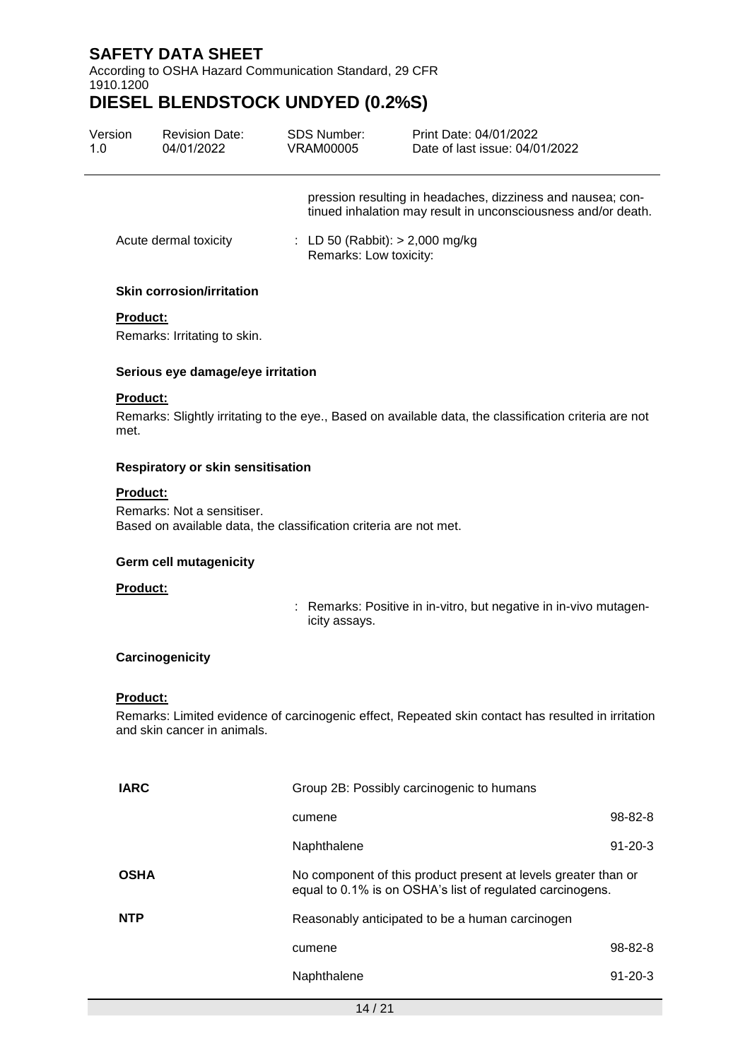pression resulting in headaches, dizziness and nausea; continued inhalation may result in unconsciousness and/or death.

Acute dermal toxicity : LD 50 (Rabbit): > 2,000 mg/kg
Remarks: Low toxicity:

**Skin corrosion/irritation**

**Product:**

Remarks: Irritating to skin.

**Serious eye damage/eye irritation**

**Product:**

Remarks: Slightly irritating to the eye., Based on available data, the classification criteria are not met.

**Respiratory or skin sensitisation**

**Product:**

Remarks: Not a sensitiser.
Based on available data, the classification criteria are not met.

**Germ cell mutagenicity**

**Product:**

: Remarks: Positive in in-vitro, but negative in in-vivo mutagenicity assays.

**Carcinogenicity**

**Product:**

Remarks: Limited evidence of carcinogenic effect, Repeated skin contact has resulted in irritation and skin cancer in animals.

| | | |
|---|---|---|
| **IARC** | Group 2B: Possibly carcinogenic to humans | |
| | cumene | 98-82-8 |
| | Naphthalene | 91-20-3 |
| **OSHA** | No component of this product present at levels greater than or equal to 0.1% is on OSHA's list of regulated carcinogens. | |
| **NTP** | Reasonably anticipated to be a human carcinogen | |
| | cumene | 98-82-8 |
| | Naphthalene | 91-20-3 |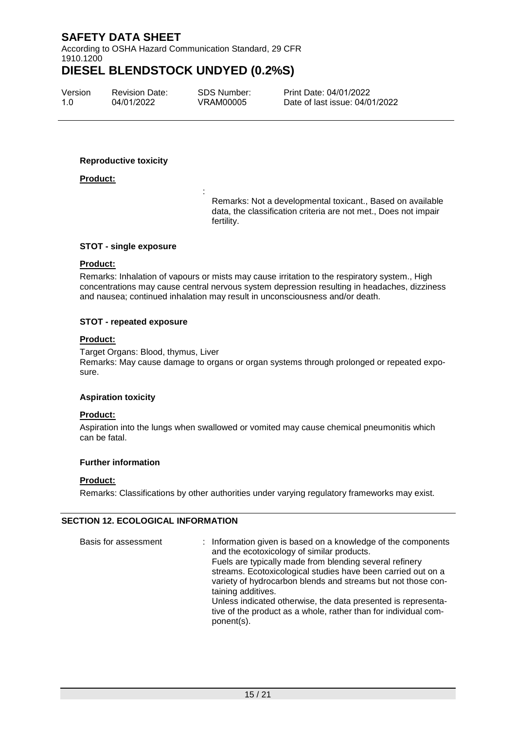**Reproductive toxicity**

**Product:**

: Remarks: Not a developmental toxicant., Based on available data, the classification criteria are not met., Does not impair fertility.

**STOT - single exposure**

**Product:**

Remarks: Inhalation of vapours or mists may cause irritation to the respiratory system., High concentrations may cause central nervous system depression resulting in headaches, dizziness and nausea; continued inhalation may result in unconsciousness and/or death.

**STOT - repeated exposure**

**Product:**

Target Organs: Blood, thymus, Liver
Remarks: May cause damage to organs or organ systems through prolonged or repeated exposure.

**Aspiration toxicity**

**Product:**

Aspiration into the lungs when swallowed or vomited may cause chemical pneumonitis which can be fatal.

**Further information**

**Product:**

Remarks: Classifications by other authorities under varying regulatory frameworks may exist.

## SECTION 12. ECOLOGICAL INFORMATION

Basis for assessment : Information given is based on a knowledge of the components and the ecotoxicology of similar products.
Fuels are typically made from blending several refinery streams. Ecotoxicological studies have been carried out on a variety of hydrocarbon blends and streams but not those containing additives.
Unless indicated otherwise, the data presented is representative of the product as a whole, rather than for individual component(s).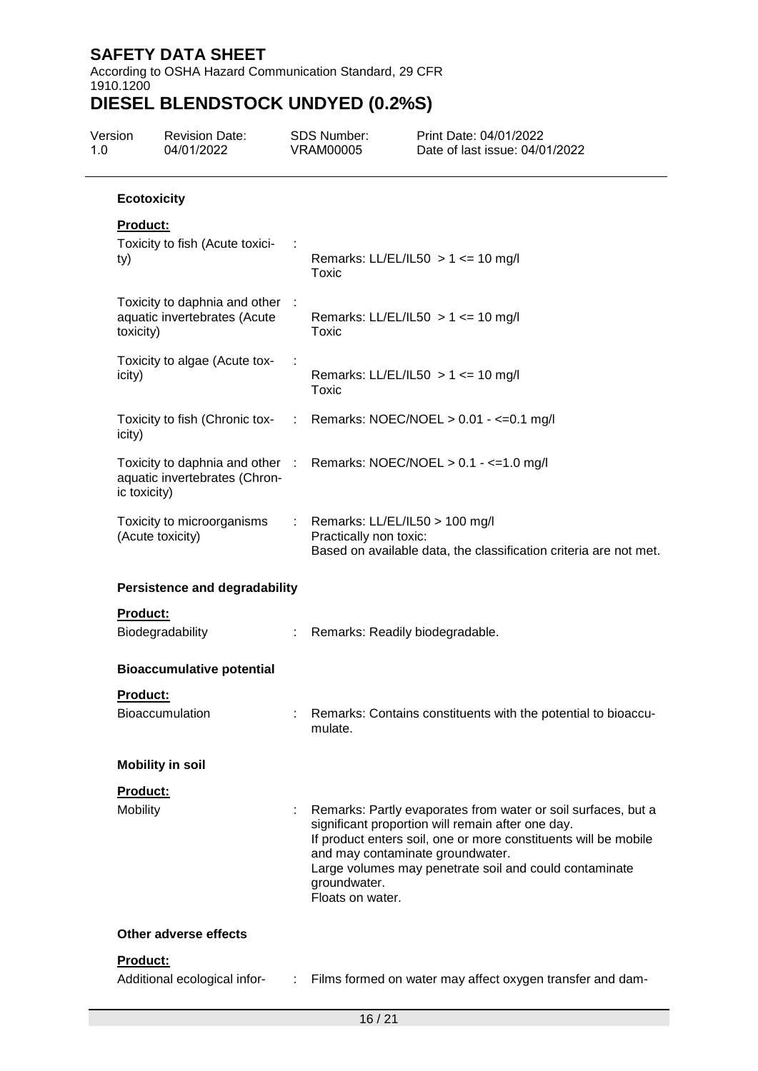### Ecotoxicity

**Product:**

| | | |
|---|---|---|
| Toxicity to fish (Acute toxicity) | : | Remarks: LL/EL/IL50 > 1 <= 10 mg/l<br>Toxic |
| Toxicity to daphnia and other aquatic invertebrates (Acute toxicity) | : | Remarks: LL/EL/IL50 > 1 <= 10 mg/l<br>Toxic |
| Toxicity to algae (Acute toxicity) | : | Remarks: LL/EL/IL50 > 1 <= 10 mg/l<br>Toxic |
| Toxicity to fish (Chronic toxicity) | : | Remarks: NOEC/NOEL > 0.01 - <=0.1 mg/l |
| Toxicity to daphnia and other aquatic invertebrates (Chronic toxicity) | : | Remarks: NOEC/NOEL > 0.1 - <=1.0 mg/l |
| Toxicity to microorganisms (Acute toxicity) | : | Remarks: LL/EL/IL50 > 100 mg/l<br>Practically non toxic:<br>Based on available data, the classification criteria are not met. |

### Persistence and degradability

**Product:**

Biodegradability : Remarks: Readily biodegradable.

### Bioaccumulative potential

**Product:**

Bioaccumulation : Remarks: Contains constituents with the potential to bioaccumulate.

### Mobility in soil

**Product:**

Mobility : Remarks: Partly evaporates from water or soil surfaces, but a significant proportion will remain after one day.
If product enters soil, one or more constituents will be mobile and may contaminate groundwater.
Large volumes may penetrate soil and could contaminate groundwater.
Floats on water.

### Other adverse effects

**Product:**

Additional ecological infor- : Films formed on water may affect oxygen transfer and dam-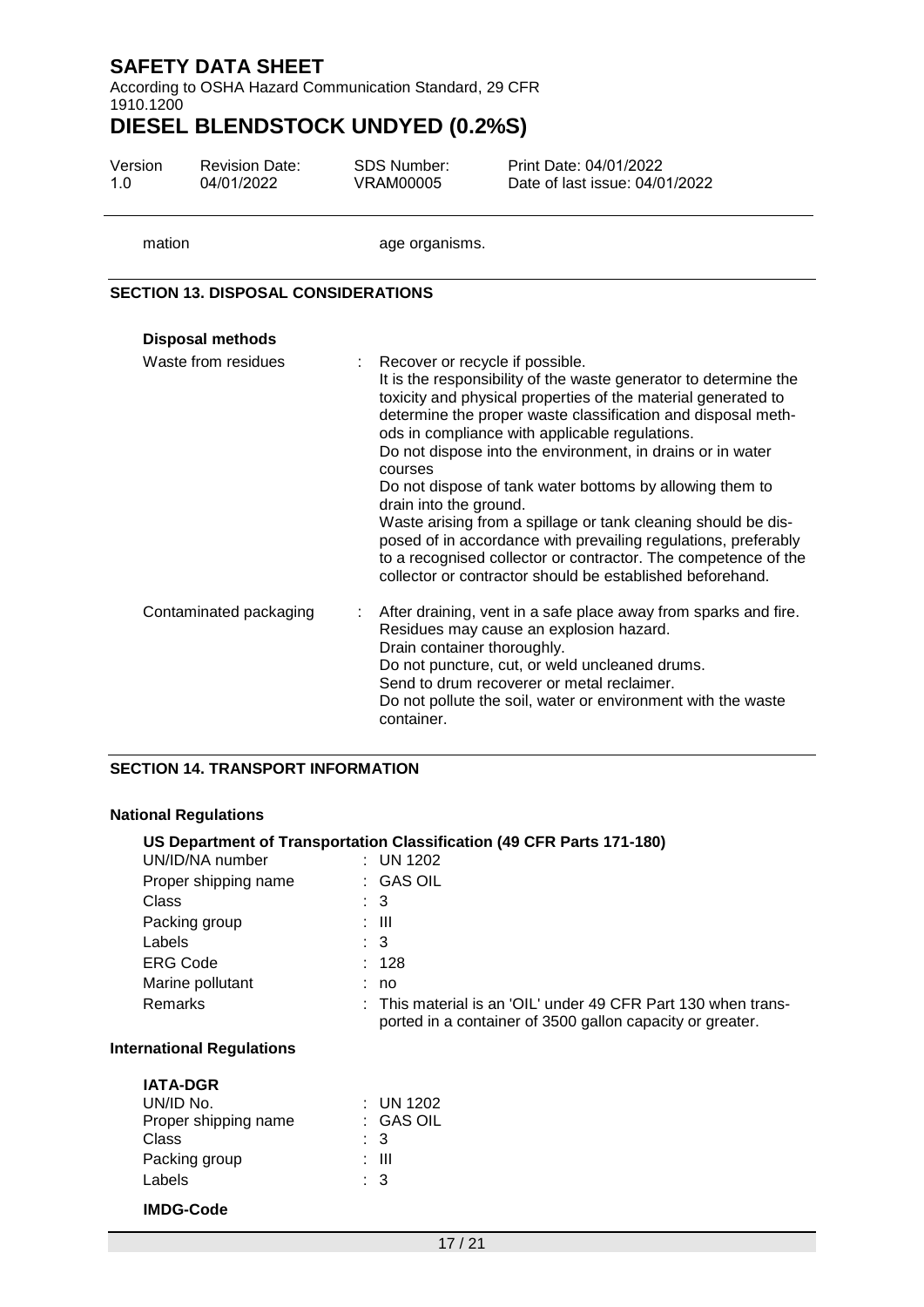| | |
|---|---|
| mation | age organisms. |

## SECTION 13. DISPOSAL CONSIDERATIONS

**Disposal methods**

| | |
|---|---|
| Waste from residues | : Recover or recycle if possible. It is the responsibility of the waste generator to determine the toxicity and physical properties of the material generated to determine the proper waste classification and disposal methods in compliance with applicable regulations. Do not dispose into the environment, in drains or in water courses Do not dispose of tank water bottoms by allowing them to drain into the ground. Waste arising from a spillage or tank cleaning should be disposed of in accordance with prevailing regulations, preferably to a recognised collector or contractor. The competence of the collector or contractor should be established beforehand. |
| Contaminated packaging | : After draining, vent in a safe place away from sparks and fire. Residues may cause an explosion hazard. Drain container thoroughly. Do not puncture, cut, or weld uncleaned drums. Send to drum recoverer or metal reclaimer. Do not pollute the soil, water or environment with the waste container. |

## SECTION 14. TRANSPORT INFORMATION

**National Regulations**

**US Department of Transportation Classification (49 CFR Parts 171-180)**

| | |
|---|---|
| UN/ID/NA number | : UN 1202 |
| Proper shipping name | : GAS OIL |
| Class | : 3 |
| Packing group | : III |
| Labels | : 3 |
| ERG Code | : 128 |
| Marine pollutant | : no |
| Remarks | : This material is an 'OIL' under 49 CFR Part 130 when transported in a container of 3500 gallon capacity or greater. |

**International Regulations**

**IATA-DGR**

| | |
|---|---|
| UN/ID No. | : UN 1202 |
| Proper shipping name | : GAS OIL |
| Class | : 3 |
| Packing group | : III |
| Labels | : 3 |

**IMDG-Code**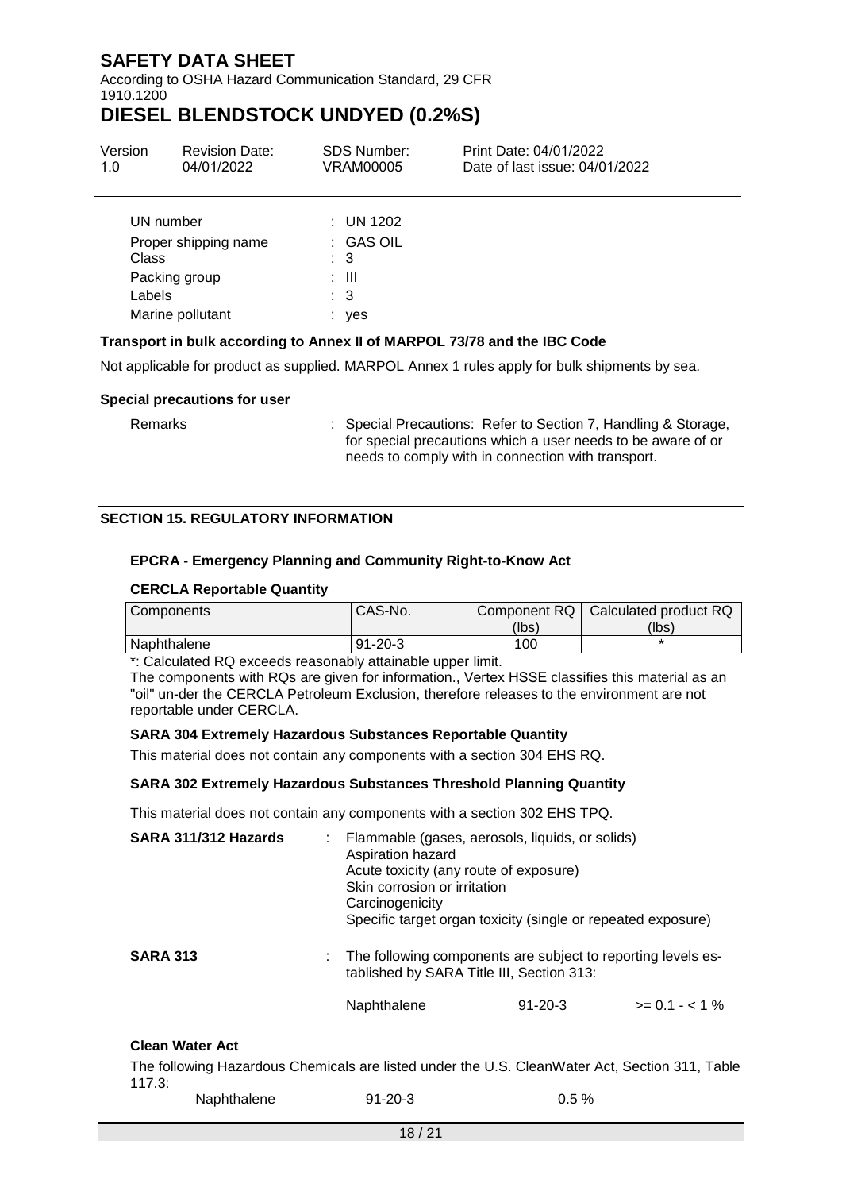| | |
|---|---|
| UN number | : UN 1202 |
| Proper shipping name | : GAS OIL |
| Class | : 3 |
| Packing group | : III |
| Labels | : 3 |
| Marine pollutant | : yes |

**Transport in bulk according to Annex II of MARPOL 73/78 and the IBC Code**

Not applicable for product as supplied. MARPOL Annex 1 rules apply for bulk shipments by sea.

**Special precautions for user**

Remarks : Special Precautions: Refer to Section 7, Handling & Storage, for special precautions which a user needs to be aware of or needs to comply with in connection with transport.

## SECTION 15. REGULATORY INFORMATION

### EPCRA - Emergency Planning and Community Right-to-Know Act

**CERCLA Reportable Quantity**

| Components | CAS-No. | Component RQ (lbs) | Calculated product RQ (lbs) |
|---|---|---|---|
| Naphthalene | 91-20-3 | 100 | * |

*: Calculated RQ exceeds reasonably attainable upper limit.

The components with RQs are given for information., Vertex HSSE classifies this material as an "oil" un-der the CERCLA Petroleum Exclusion, therefore releases to the environment are not reportable under CERCLA.

**SARA 304 Extremely Hazardous Substances Reportable Quantity**

This material does not contain any components with a section 304 EHS RQ.

**SARA 302 Extremely Hazardous Substances Threshold Planning Quantity**

This material does not contain any components with a section 302 EHS TPQ.

**SARA 311/312 Hazards** : Flammable (gases, aerosols, liquids, or solids)
Aspiration hazard
Acute toxicity (any route of exposure)
Skin corrosion or irritation
Carcinogenicity
Specific target organ toxicity (single or repeated exposure)

**SARA 313** : The following components are subject to reporting levels established by SARA Title III, Section 313:

| | | |
|---|---|---|
| Naphthalene | 91-20-3 | >= 0.1 - < 1 % |

**Clean Water Act**

The following Hazardous Chemicals are listed under the U.S. CleanWater Act, Section 311, Table 117.3:

| | | |
|---|---|---|
| Naphthalene | 91-20-3 | 0.5 % |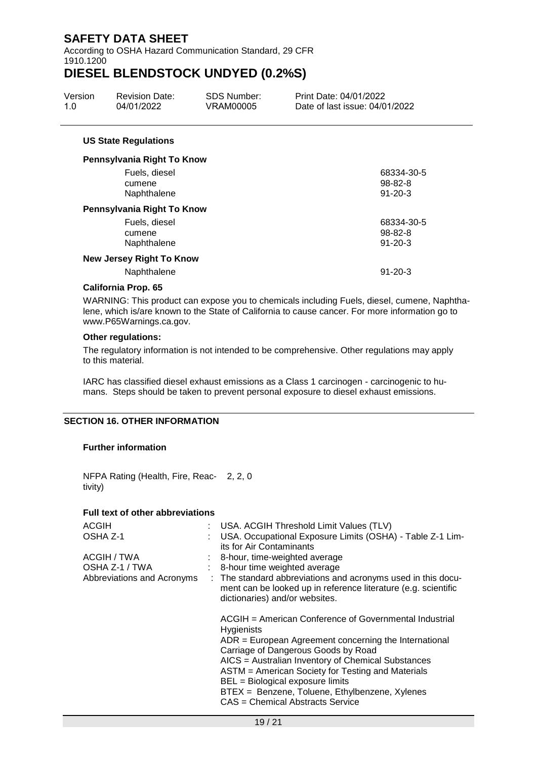**US State Regulations**

**Pennsylvania Right To Know**

| | |
|---|---|
| Fuels, diesel | 68334-30-5 |
| cumene | 98-82-8 |
| Naphthalene | 91-20-3 |

**Pennsylvania Right To Know**

| | |
|---|---|
| Fuels, diesel | 68334-30-5 |
| cumene | 98-82-8 |
| Naphthalene | 91-20-3 |

**New Jersey Right To Know**

| | |
|---|---|
| Naphthalene | 91-20-3 |

**California Prop. 65**

WARNING: This product can expose you to chemicals including Fuels, diesel, cumene, Naphthalene, which is/are known to the State of California to cause cancer. For more information go to www.P65Warnings.ca.gov.

**Other regulations:**

The regulatory information is not intended to be comprehensive. Other regulations may apply to this material.

IARC has classified diesel exhaust emissions as a Class 1 carcinogen - carcinogenic to humans. Steps should be taken to prevent personal exposure to diesel exhaust emissions.

## SECTION 16. OTHER INFORMATION

**Further information**

NFPA Rating (Health, Fire, Reactivity) 2, 2, 0

**Full text of other abbreviations**

| | |
|---|---|
| ACGIH | : USA. ACGIH Threshold Limit Values (TLV) |
| OSHA Z-1 | : USA. Occupational Exposure Limits (OSHA) - Table Z-1 Limits for Air Contaminants |
| ACGIH / TWA | : 8-hour, time-weighted average |
| OSHA Z-1 / TWA | : 8-hour time weighted average |
| Abbreviations and Acronyms | : The standard abbreviations and acronyms used in this document can be looked up in reference literature (e.g. scientific dictionaries) and/or websites. |

ACGIH = American Conference of Governmental Industrial Hygienists
ADR = European Agreement concerning the International Carriage of Dangerous Goods by Road
AICS = Australian Inventory of Chemical Substances
ASTM = American Society for Testing and Materials
BEL = Biological exposure limits
BTEX = Benzene, Toluene, Ethylbenzene, Xylenes
CAS = Chemical Abstracts Service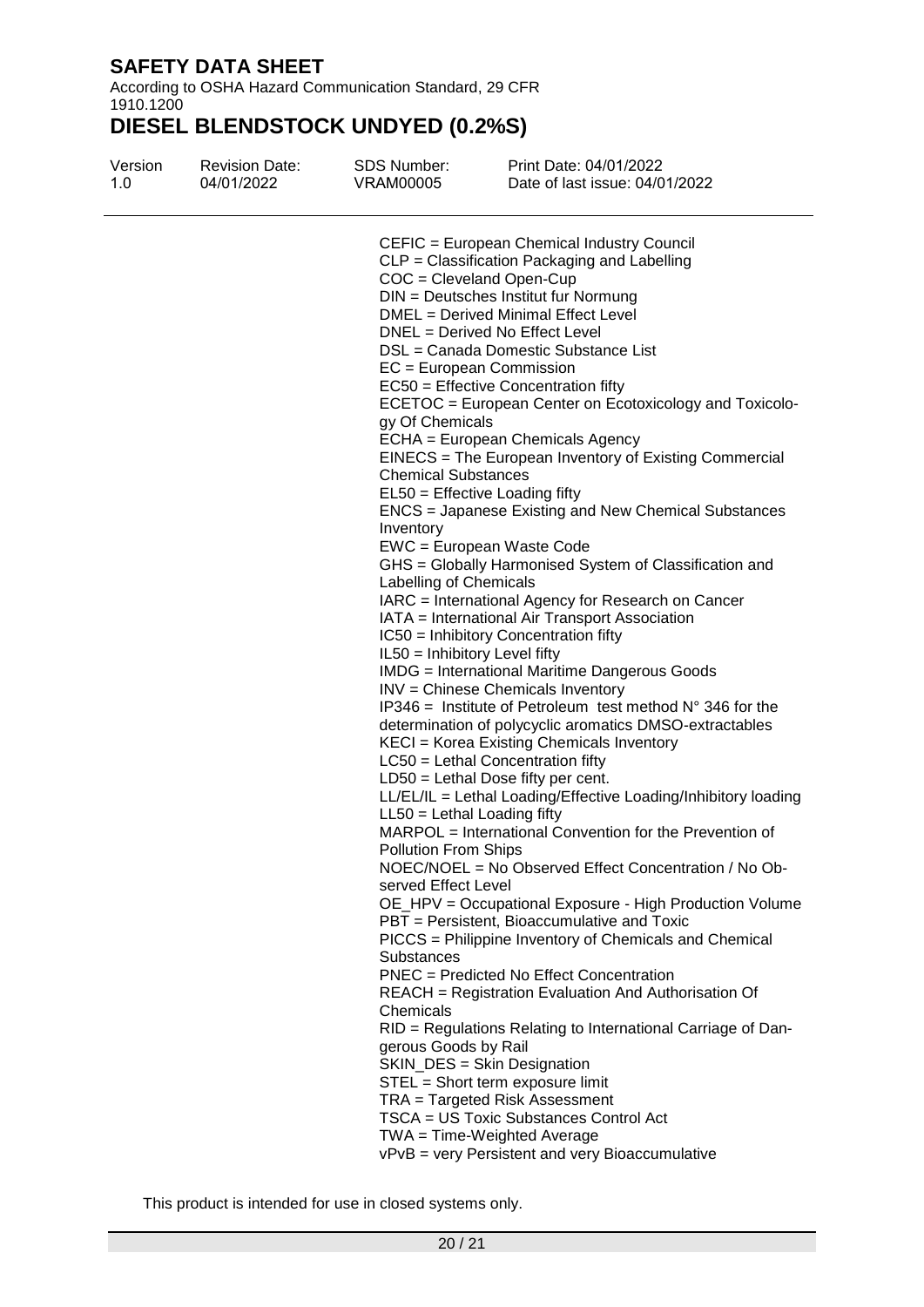CEFIC = European Chemical Industry Council
CLP = Classification Packaging and Labelling
COC = Cleveland Open-Cup
DIN = Deutsches Institut fur Normung
DMEL = Derived Minimal Effect Level
DNEL = Derived No Effect Level
DSL = Canada Domestic Substance List
EC = European Commission
EC50 = Effective Concentration fifty
ECETOC = European Center on Ecotoxicology and Toxicology Of Chemicals
ECHA = European Chemicals Agency
EINECS = The European Inventory of Existing Commercial Chemical Substances
EL50 = Effective Loading fifty
ENCS = Japanese Existing and New Chemical Substances Inventory
EWC = European Waste Code
GHS = Globally Harmonised System of Classification and Labelling of Chemicals
IARC = International Agency for Research on Cancer
IATA = International Air Transport Association
IC50 = Inhibitory Concentration fifty
IL50 = Inhibitory Level fifty
IMDG = International Maritime Dangerous Goods
INV = Chinese Chemicals Inventory
IP346 = Institute of Petroleum test method N° 346 for the determination of polycyclic aromatics DMSO-extractables
KECI = Korea Existing Chemicals Inventory
LC50 = Lethal Concentration fifty
LD50 = Lethal Dose fifty per cent.
LL/EL/IL = Lethal Loading/Effective Loading/Inhibitory loading
LL50 = Lethal Loading fifty
MARPOL = International Convention for the Prevention of Pollution From Ships
NOEC/NOEL = No Observed Effect Concentration / No Observed Effect Level
OE_HPV = Occupational Exposure - High Production Volume
PBT = Persistent, Bioaccumulative and Toxic
PICCS = Philippine Inventory of Chemicals and Chemical Substances
PNEC = Predicted No Effect Concentration
REACH = Registration Evaluation And Authorisation Of Chemicals
RID = Regulations Relating to International Carriage of Dangerous Goods by Rail
SKIN_DES = Skin Designation
STEL = Short term exposure limit
TRA = Targeted Risk Assessment
TSCA = US Toxic Substances Control Act
TWA = Time-Weighted Average
vPvB = very Persistent and very Bioaccumulative

This product is intended for use in closed systems only.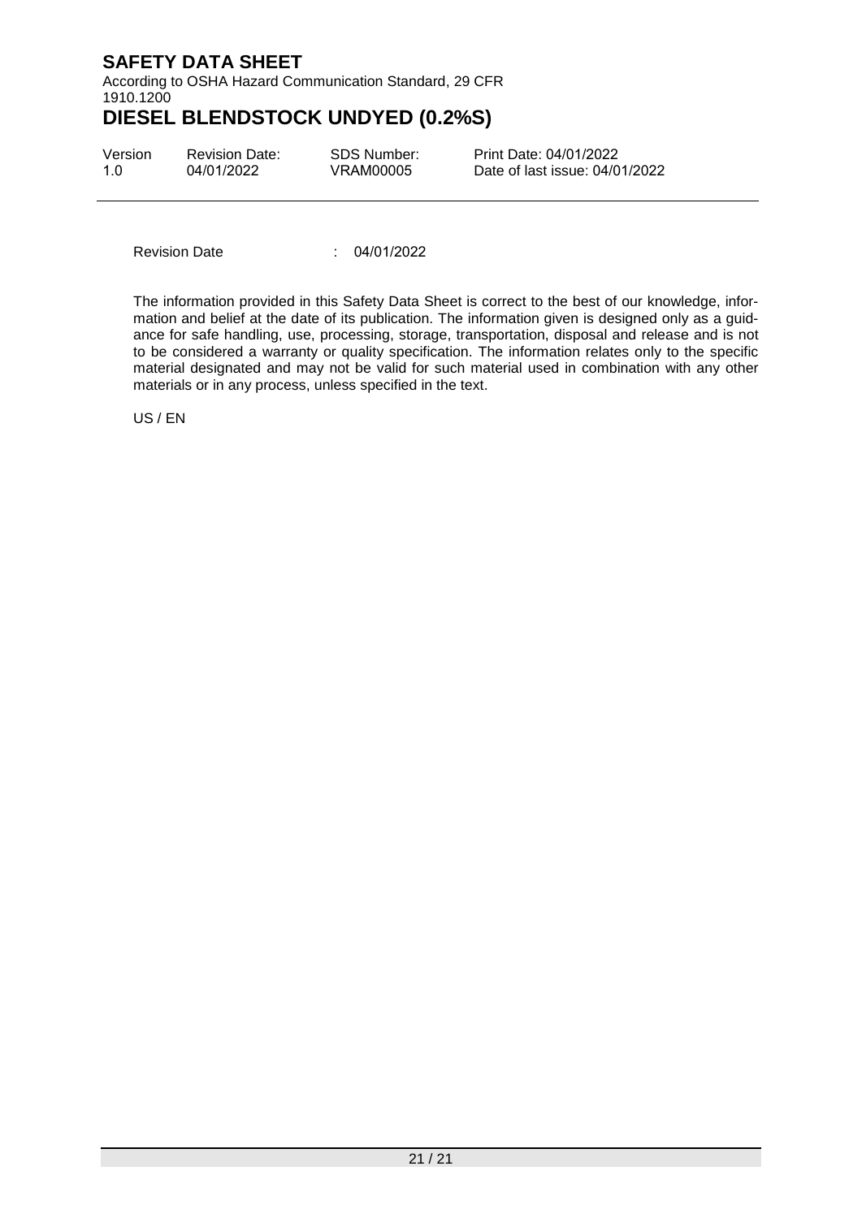Revision Date : 04/01/2022

The information provided in this Safety Data Sheet is correct to the best of our knowledge, information and belief at the date of its publication. The information given is designed only as a guidance for safe handling, use, processing, storage, transportation, disposal and release and is not to be considered a warranty or quality specification. The information relates only to the specific material designated and may not be valid for such material used in combination with any other materials or in any process, unless specified in the text.

US / EN